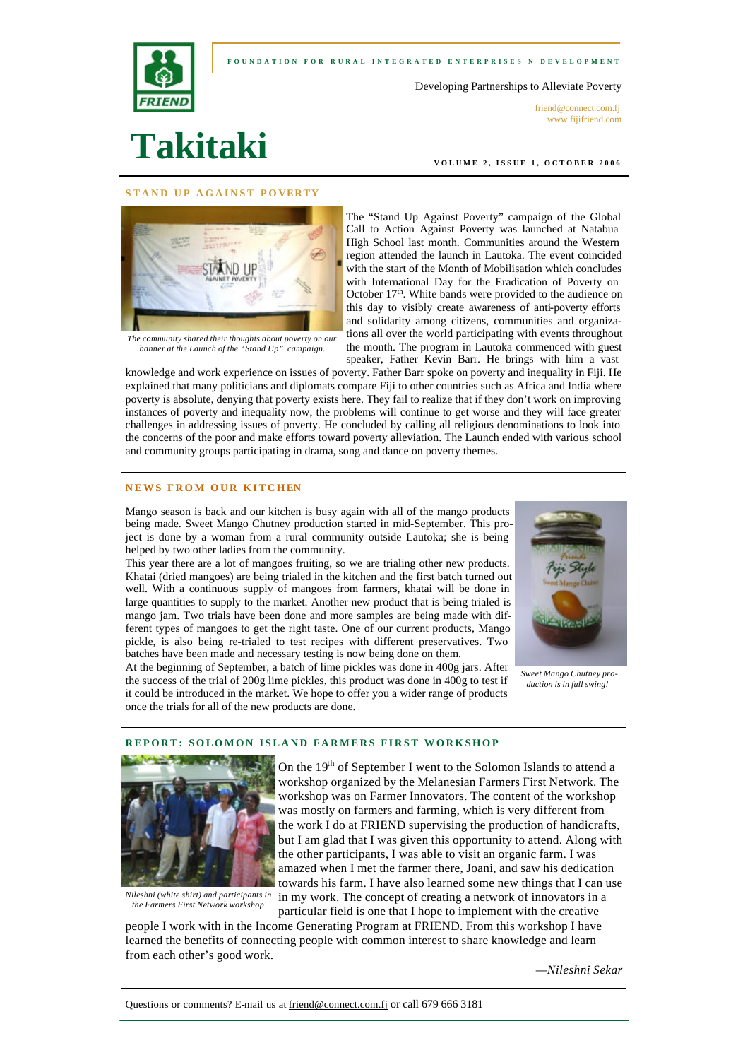FOUNDATION FOR RURAL INTEGRATED ENTERPRISES N DEVELOPMENT

Developing Partnerships to Alleviate Poverty

friend@connect.com.fj
www.fijifriend.com

# Takitaki

VOLUME 2, ISSUE 1, OCTOBER 2006

## STAND UP AGAINST POVERTY

*The community shared their thoughts about poverty on our banner at the Launch of the "Stand Up" campaign.*

The "Stand Up Against Poverty" campaign of the Global Call to Action Against Poverty was launched at Natabua High School last month. Communities around the Western region attended the launch in Lautoka. The event coincided with the start of the Month of Mobilisation which concludes with International Day for the Eradication of Poverty on October 17th. White bands were provided to the audience on this day to visibly create awareness of anti-poverty efforts and solidarity among citizens, communities and organizations all over the world participating with events throughout the month. The program in Lautoka commenced with guest speaker, Father Kevin Barr. He brings with him a vast knowledge and work experience on issues of poverty. Father Barr spoke on poverty and inequality in Fiji. He explained that many politicians and diplomats compare Fiji to other countries such as Africa and India where poverty is absolute, denying that poverty exists here. They fail to realize that if they don't work on improving instances of poverty and inequality now, the problems will continue to get worse and they will face greater challenges in addressing issues of poverty. He concluded by calling all religious denominations to look into the concerns of the poor and make efforts toward poverty alleviation. The Launch ended with various school and community groups participating in drama, song and dance on poverty themes.

## NEWS FROM OUR KITCHEN

Mango season is back and our kitchen is busy again with all of the mango products being made. Sweet Mango Chutney production started in mid-September. This project is done by a woman from a rural community outside Lautoka; she is being helped by two other ladies from the community.

This year there are a lot of mangoes fruiting, so we are trialing other new products. Khatai (dried mangoes) are being trialed in the kitchen and the first batch turned out well. With a continuous supply of mangoes from farmers, khatai will be done in large quantities to supply to the market. Another new product that is being trialed is mango jam. Two trials have been done and more samples are being made with different types of mangoes to get the right taste. One of our current products, Mango pickle, is also being re-trialed to test recipes with different preservatives. Two batches have been made and necessary testing is now being done on them.

At the beginning of September, a batch of lime pickles was done in 400g jars. After the success of the trial of 200g lime pickles, this product was done in 400g to test if it could be introduced in the market. We hope to offer you a wider range of products once the trials for all of the new products are done.

*Sweet Mango Chutney production is in full swing!*

## REPORT: SOLOMON ISLAND FARMERS FIRST WORKSHOP

*Nileshni (white shirt) and participants in the Farmers First Network workshop*

On the 19th of September I went to the Solomon Islands to attend a workshop organized by the Melanesian Farmers First Network. The workshop was on Farmer Innovators. The content of the workshop was mostly on farmers and farming, which is very different from the work I do at FRIEND supervising the production of handicrafts, but I am glad that I was given this opportunity to attend. Along with the other participants, I was able to visit an organic farm. I was amazed when I met the farmer there, Joani, and saw his dedication towards his farm. I have also learned some new things that I can use in my work. The concept of creating a network of innovators in a particular field is one that I hope to implement with the creative people I work with in the Income Generating Program at FRIEND. From this workshop I have learned the benefits of connecting people with common interest to share knowledge and learn from each other's good work.

*—Nileshni Sekar*

Questions or comments? E-mail us at friend@connect.com.fj or call 679 666 3181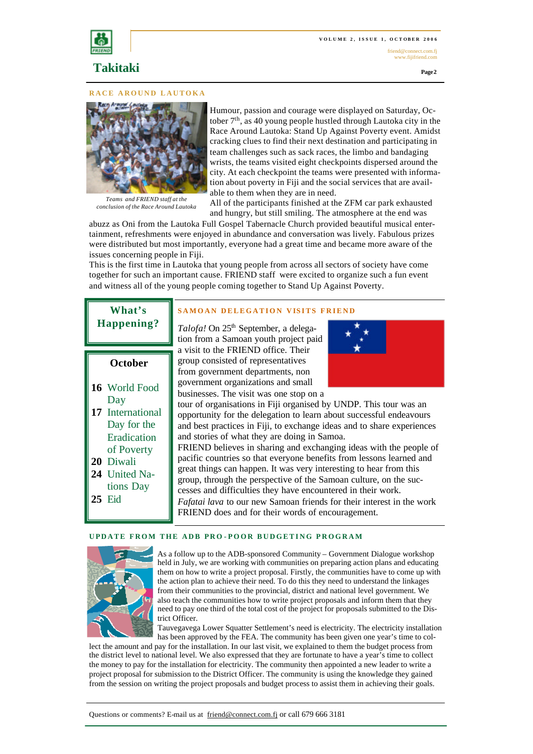## RACE AROUND LAUTOKA

Teams and FRIEND staff at the conclusion of the Race Around Lautoka

Humour, passion and courage were displayed on Saturday, October 7th, as 40 young people hustled through Lautoka city in the Race Around Lautoka: Stand Up Against Poverty event. Amidst cracking clues to find their next destination and participating in team challenges such as sack races, the limbo and bandaging wrists, the teams visited eight checkpoints dispersed around the city. At each checkpoint the teams were presented with information about poverty in Fiji and the social services that are available to them when they are in need.

All of the participants finished at the ZFM car park exhausted and hungry, but still smiling. The atmosphere at the end was abuzz as Oni from the Lautoka Full Gospel Tabernacle Church provided beautiful musical entertainment, refreshments were enjoyed in abundance and conversation was lively. Fabulous prizes were distributed but most importantly, everyone had a great time and became more aware of the issues concerning people in Fiji.

This is the first time in Lautoka that young people from across all sectors of society have come together for such an important cause. FRIEND staff were excited to organize such a fun event and witness all of the young people coming together to Stand Up Against Poverty.

## What's Happening?

**October**

- **16** World Food Day
- **17** International Day for the Eradication of Poverty
- **20** Diwali
- **24** United Nations Day
- **25** Eid

## SAMOAN DELEGATION VISITS FRIEND

*Talofa!* On 25th September, a delegation from a Samoan youth project paid a visit to the FRIEND office. Their group consisted of representatives from government departments, non government organizations and small businesses. The visit was one stop on a tour of organisations in Fiji organised by UNDP. This tour was an opportunity for the delegation to learn about successful endeavours and best practices in Fiji, to exchange ideas and to share experiences and stories of what they are doing in Samoa.

FRIEND believes in sharing and exchanging ideas with the people of pacific countries so that everyone benefits from lessons learned and great things can happen. It was very interesting to hear from this group, through the perspective of the Samoan culture, on the successes and difficulties they have encountered in their work.

*Fafatai lava* to our new Samoan friends for their interest in the work FRIEND does and for their words of encouragement.

## UPDATE FROM THE ADB PRO-POOR BUDGETING PROGRAM

As a follow up to the ADB-sponsored Community – Government Dialogue workshop held in July, we are working with communities on preparing action plans and educating them on how to write a project proposal. Firstly, the communities have to come up with the action plan to achieve their need. To do this they need to understand the linkages from their communities to the provincial, district and national level government. We also teach the communities how to write project proposals and inform them that they need to pay one third of the total cost of the project for proposals submitted to the District Officer.

Tauvegavega Lower Squatter Settlement's need is electricity. The electricity installation has been approved by the FEA. The community has been given one year's time to collect the amount and pay for the installation. In our last visit, we explained to them the budget process from the district level to national level. We also expressed that they are fortunate to have a year's time to collect the money to pay for the installation for electricity. The community then appointed a new leader to write a project proposal for submission to the District Officer. The community is using the knowledge they gained from the session on writing the project proposals and budget process to assist them in achieving their goals.

Questions or comments? E-mail us at friend@connect.com.fj or call 679 666 3181